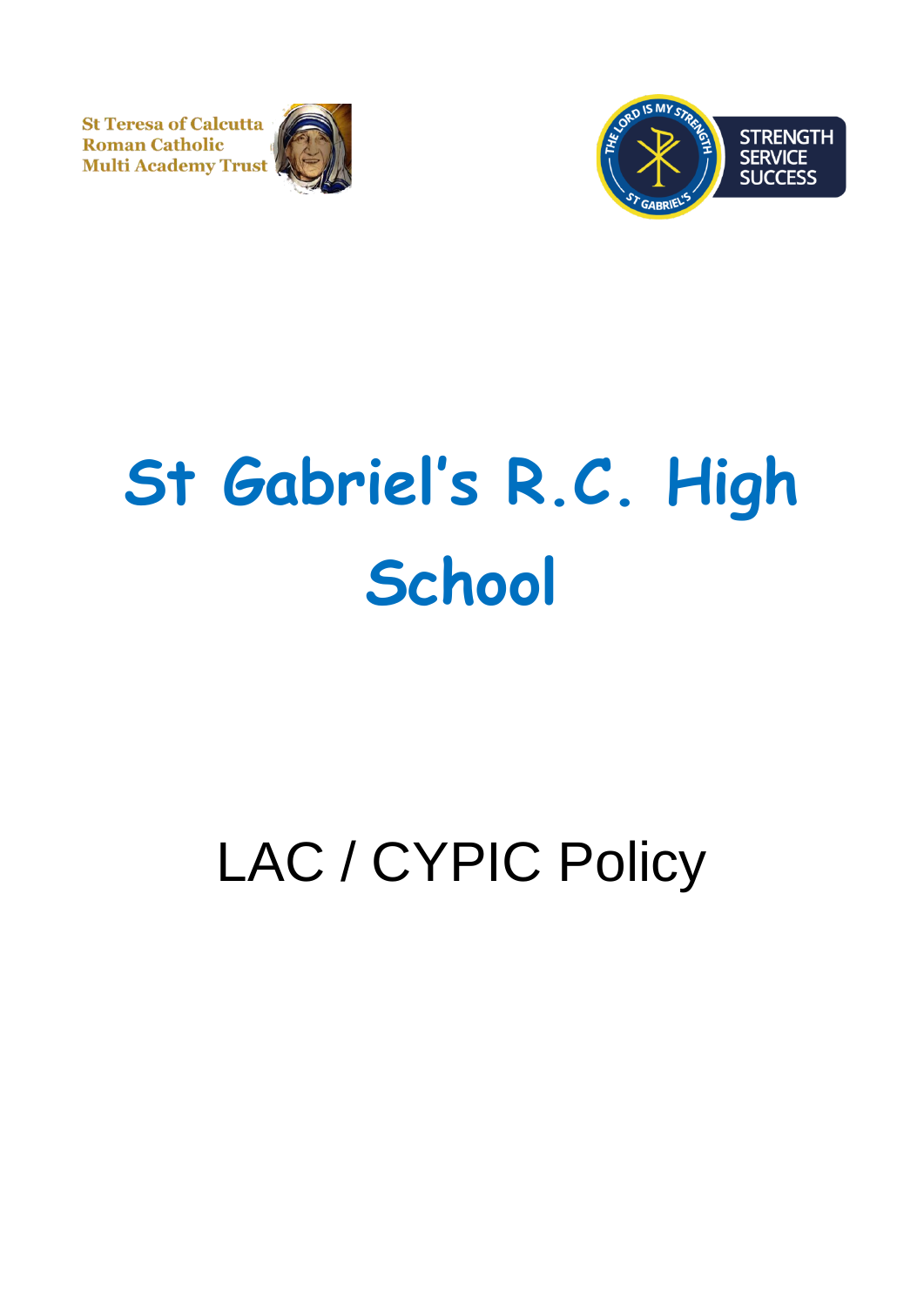St Teresa of Calcutta
Roman Catholic
Multi Academy Trust

THE LORD IS MY STRENGTH
ST GABRIEL'S

STRENGTH
SERVICE
SUCCESS

# St Gabriel's R.C. High School

## LAC / CYPIC Policy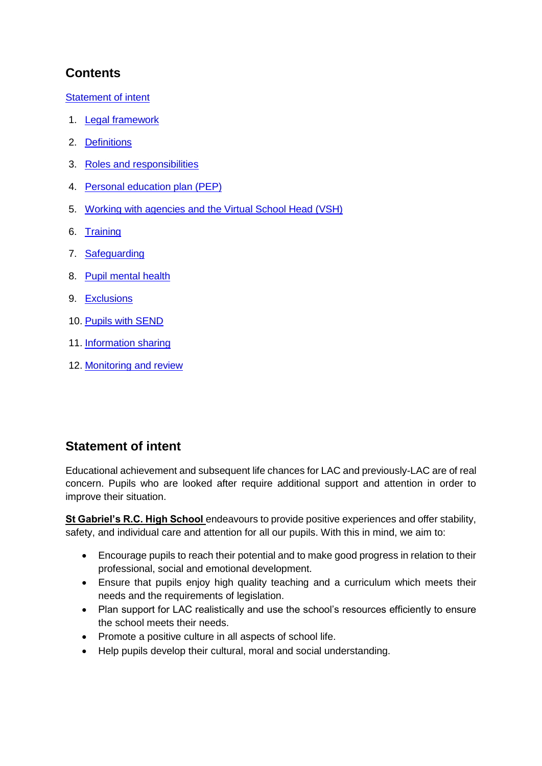## Contents

Statement of intent

1. Legal framework
2. Definitions
3. Roles and responsibilities
4. Personal education plan (PEP)
5. Working with agencies and the Virtual School Head (VSH)
6. Training
7. Safeguarding
8. Pupil mental health
9. Exclusions
10. Pupils with SEND
11. Information sharing
12. Monitoring and review

## Statement of intent

Educational achievement and subsequent life chances for LAC and previously-LAC are of real concern. Pupils who are looked after require additional support and attention in order to improve their situation.

**St Gabriel's R.C. High School** endeavours to provide positive experiences and offer stability, safety, and individual care and attention for all our pupils. With this in mind, we aim to:

- Encourage pupils to reach their potential and to make good progress in relation to their professional, social and emotional development.
- Ensure that pupils enjoy high quality teaching and a curriculum which meets their needs and the requirements of legislation.
- Plan support for LAC realistically and use the school's resources efficiently to ensure the school meets their needs.
- Promote a positive culture in all aspects of school life.
- Help pupils develop their cultural, moral and social understanding.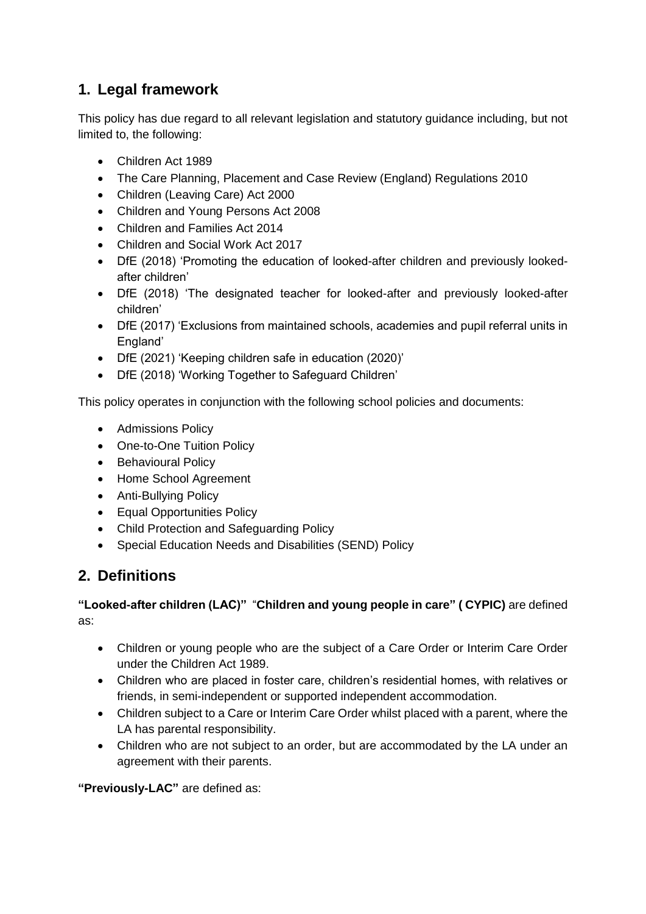## 1. Legal framework

This policy has due regard to all relevant legislation and statutory guidance including, but not limited to, the following:

- Children Act 1989
- The Care Planning, Placement and Case Review (England) Regulations 2010
- Children (Leaving Care) Act 2000
- Children and Young Persons Act 2008
- Children and Families Act 2014
- Children and Social Work Act 2017
- DfE (2018) 'Promoting the education of looked-after children and previously looked-after children'
- DfE (2018) 'The designated teacher for looked-after and previously looked-after children'
- DfE (2017) 'Exclusions from maintained schools, academies and pupil referral units in England'
- DfE (2021) 'Keeping children safe in education (2020)'
- DfE (2018) 'Working Together to Safeguard Children'

This policy operates in conjunction with the following school policies and documents:

- Admissions Policy
- One-to-One Tuition Policy
- Behavioural Policy
- Home School Agreement
- Anti-Bullying Policy
- Equal Opportunities Policy
- Child Protection and Safeguarding Policy
- Special Education Needs and Disabilities (SEND) Policy

## 2. Definitions

**"Looked-after children (LAC)"** "**Children and young people in care" ( CYPIC)** are defined as:

- Children or young people who are the subject of a Care Order or Interim Care Order under the Children Act 1989.
- Children who are placed in foster care, children's residential homes, with relatives or friends, in semi-independent or supported independent accommodation.
- Children subject to a Care or Interim Care Order whilst placed with a parent, where the LA has parental responsibility.
- Children who are not subject to an order, but are accommodated by the LA under an agreement with their parents.

**"Previously-LAC"** are defined as: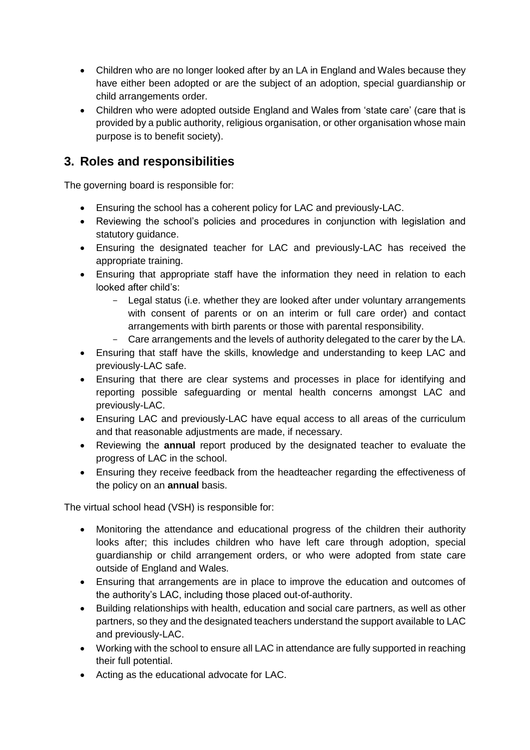- Children who are no longer looked after by an LA in England and Wales because they have either been adopted or are the subject of an adoption, special guardianship or child arrangements order.
- Children who were adopted outside England and Wales from 'state care' (care that is provided by a public authority, religious organisation, or other organisation whose main purpose is to benefit society).

## 3. Roles and responsibilities

The governing board is responsible for:

- Ensuring the school has a coherent policy for LAC and previously-LAC.
- Reviewing the school's policies and procedures in conjunction with legislation and statutory guidance.
- Ensuring the designated teacher for LAC and previously-LAC has received the appropriate training.
- Ensuring that appropriate staff have the information they need in relation to each looked after child's:
  - Legal status (i.e. whether they are looked after under voluntary arrangements with consent of parents or on an interim or full care order) and contact arrangements with birth parents or those with parental responsibility.
  - Care arrangements and the levels of authority delegated to the carer by the LA.
- Ensuring that staff have the skills, knowledge and understanding to keep LAC and previously-LAC safe.
- Ensuring that there are clear systems and processes in place for identifying and reporting possible safeguarding or mental health concerns amongst LAC and previously-LAC.
- Ensuring LAC and previously-LAC have equal access to all areas of the curriculum and that reasonable adjustments are made, if necessary.
- Reviewing the **annual** report produced by the designated teacher to evaluate the progress of LAC in the school.
- Ensuring they receive feedback from the headteacher regarding the effectiveness of the policy on an **annual** basis.

The virtual school head (VSH) is responsible for:

- Monitoring the attendance and educational progress of the children their authority looks after; this includes children who have left care through adoption, special guardianship or child arrangement orders, or who were adopted from state care outside of England and Wales.
- Ensuring that arrangements are in place to improve the education and outcomes of the authority's LAC, including those placed out-of-authority.
- Building relationships with health, education and social care partners, as well as other partners, so they and the designated teachers understand the support available to LAC and previously-LAC.
- Working with the school to ensure all LAC in attendance are fully supported in reaching their full potential.
- Acting as the educational advocate for LAC.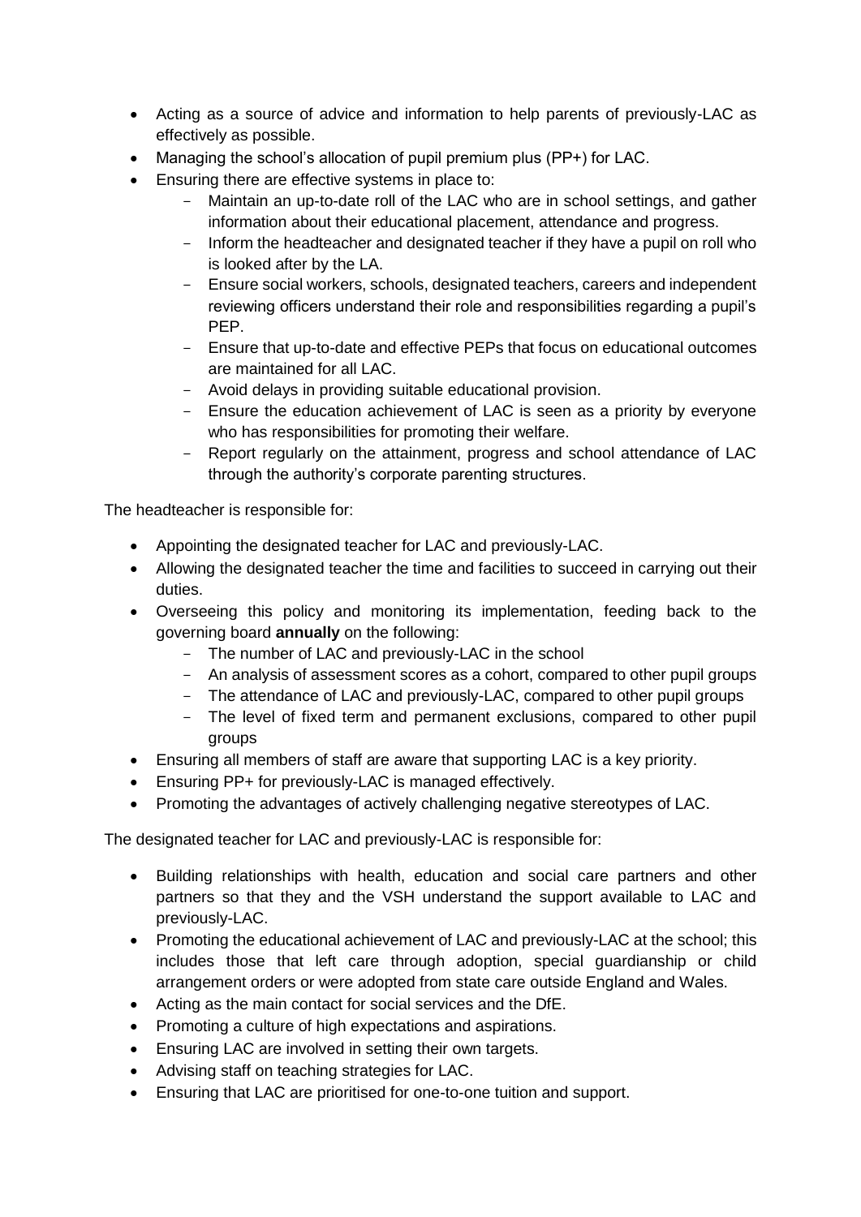- Acting as a source of advice and information to help parents of previously-LAC as effectively as possible.
- Managing the school's allocation of pupil premium plus (PP+) for LAC.
- Ensuring there are effective systems in place to:
  - Maintain an up-to-date roll of the LAC who are in school settings, and gather information about their educational placement, attendance and progress.
  - Inform the headteacher and designated teacher if they have a pupil on roll who is looked after by the LA.
  - Ensure social workers, schools, designated teachers, careers and independent reviewing officers understand their role and responsibilities regarding a pupil's PEP.
  - Ensure that up-to-date and effective PEPs that focus on educational outcomes are maintained for all LAC.
  - Avoid delays in providing suitable educational provision.
  - Ensure the education achievement of LAC is seen as a priority by everyone who has responsibilities for promoting their welfare.
  - Report regularly on the attainment, progress and school attendance of LAC through the authority's corporate parenting structures.

The headteacher is responsible for:

- Appointing the designated teacher for LAC and previously-LAC.
- Allowing the designated teacher the time and facilities to succeed in carrying out their duties.
- Overseeing this policy and monitoring its implementation, feeding back to the governing board **annually** on the following:
  - The number of LAC and previously-LAC in the school
  - An analysis of assessment scores as a cohort, compared to other pupil groups
  - The attendance of LAC and previously-LAC, compared to other pupil groups
  - The level of fixed term and permanent exclusions, compared to other pupil groups
- Ensuring all members of staff are aware that supporting LAC is a key priority.
- Ensuring PP+ for previously-LAC is managed effectively.
- Promoting the advantages of actively challenging negative stereotypes of LAC.

The designated teacher for LAC and previously-LAC is responsible for:

- Building relationships with health, education and social care partners and other partners so that they and the VSH understand the support available to LAC and previously-LAC.
- Promoting the educational achievement of LAC and previously-LAC at the school; this includes those that left care through adoption, special guardianship or child arrangement orders or were adopted from state care outside England and Wales.
- Acting as the main contact for social services and the DfE.
- Promoting a culture of high expectations and aspirations.
- Ensuring LAC are involved in setting their own targets.
- Advising staff on teaching strategies for LAC.
- Ensuring that LAC are prioritised for one-to-one tuition and support.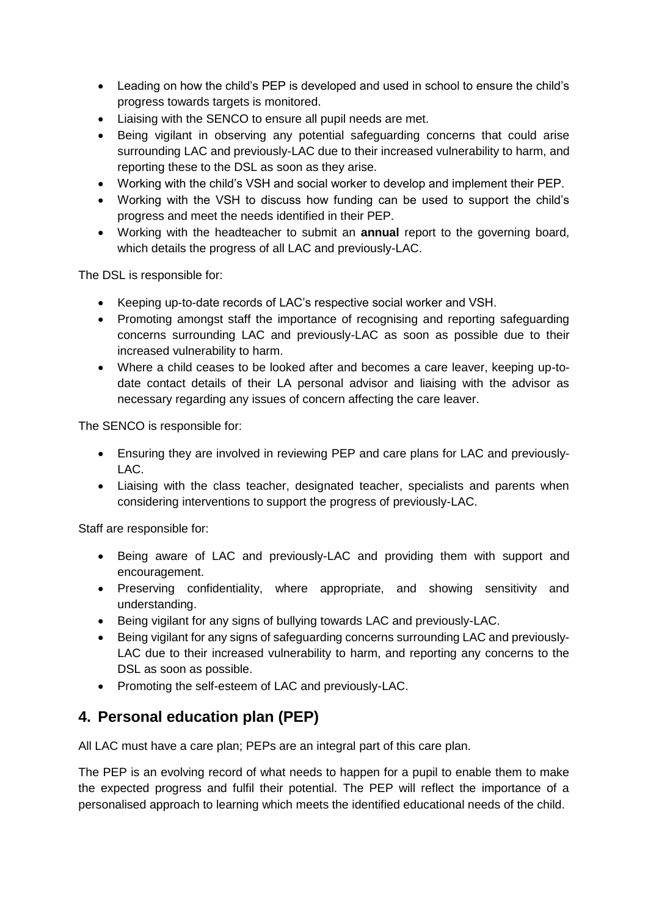- Leading on how the child's PEP is developed and used in school to ensure the child's progress towards targets is monitored.
- Liaising with the SENCO to ensure all pupil needs are met.
- Being vigilant in observing any potential safeguarding concerns that could arise surrounding LAC and previously-LAC due to their increased vulnerability to harm, and reporting these to the DSL as soon as they arise.
- Working with the child's VSH and social worker to develop and implement their PEP.
- Working with the VSH to discuss how funding can be used to support the child's progress and meet the needs identified in their PEP.
- Working with the headteacher to submit an **annual** report to the governing board, which details the progress of all LAC and previously-LAC.

The DSL is responsible for:

- Keeping up-to-date records of LAC's respective social worker and VSH.
- Promoting amongst staff the importance of recognising and reporting safeguarding concerns surrounding LAC and previously-LAC as soon as possible due to their increased vulnerability to harm.
- Where a child ceases to be looked after and becomes a care leaver, keeping up-to-date contact details of their LA personal advisor and liaising with the advisor as necessary regarding any issues of concern affecting the care leaver.

The SENCO is responsible for:

- Ensuring they are involved in reviewing PEP and care plans for LAC and previously-LAC.
- Liaising with the class teacher, designated teacher, specialists and parents when considering interventions to support the progress of previously-LAC.

Staff are responsible for:

- Being aware of LAC and previously-LAC and providing them with support and encouragement.
- Preserving confidentiality, where appropriate, and showing sensitivity and understanding.
- Being vigilant for any signs of bullying towards LAC and previously-LAC.
- Being vigilant for any signs of safeguarding concerns surrounding LAC and previously-LAC due to their increased vulnerability to harm, and reporting any concerns to the DSL as soon as possible.
- Promoting the self-esteem of LAC and previously-LAC.

## 4. Personal education plan (PEP)

All LAC must have a care plan; PEPs are an integral part of this care plan.

The PEP is an evolving record of what needs to happen for a pupil to enable them to make the expected progress and fulfil their potential. The PEP will reflect the importance of a personalised approach to learning which meets the identified educational needs of the child.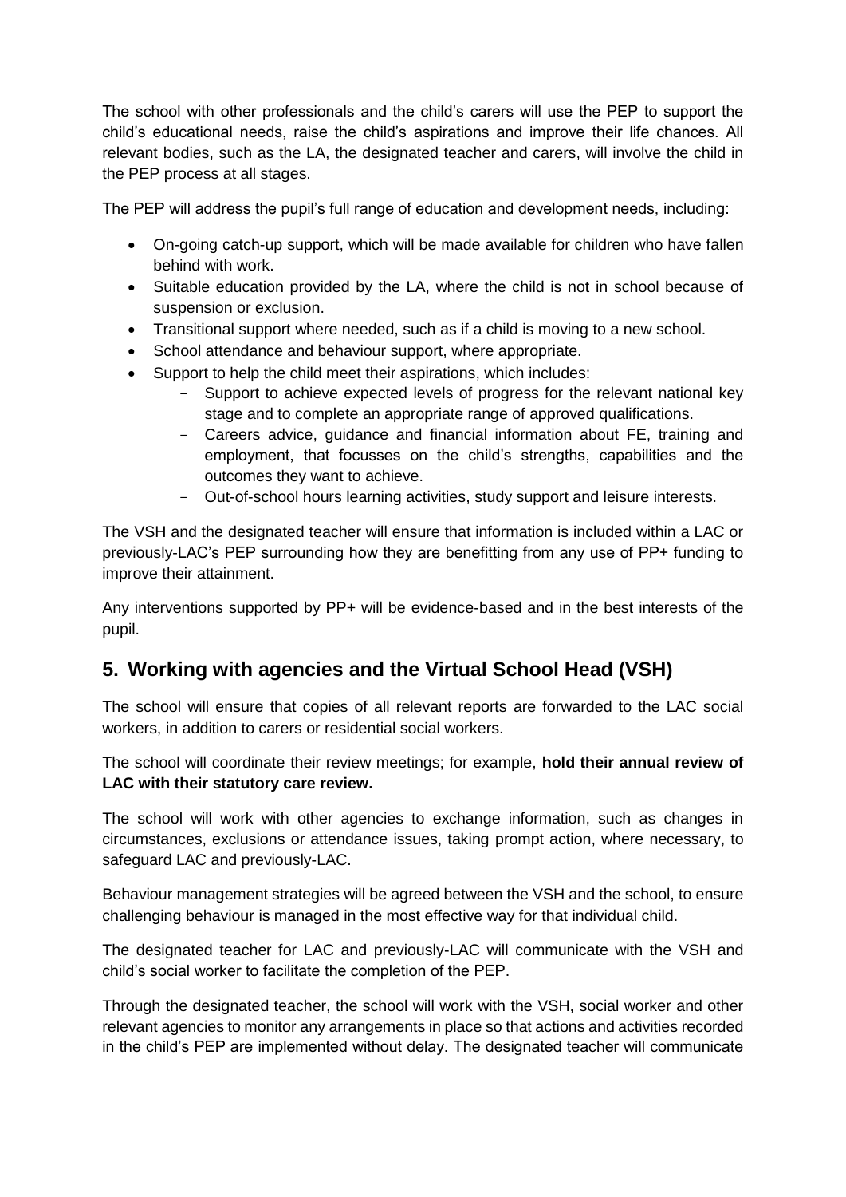The school with other professionals and the child's carers will use the PEP to support the child's educational needs, raise the child's aspirations and improve their life chances. All relevant bodies, such as the LA, the designated teacher and carers, will involve the child in the PEP process at all stages.

The PEP will address the pupil's full range of education and development needs, including:

- On-going catch-up support, which will be made available for children who have fallen behind with work.
- Suitable education provided by the LA, where the child is not in school because of suspension or exclusion.
- Transitional support where needed, such as if a child is moving to a new school.
- School attendance and behaviour support, where appropriate.
- Support to help the child meet their aspirations, which includes:
  - Support to achieve expected levels of progress for the relevant national key stage and to complete an appropriate range of approved qualifications.
  - Careers advice, guidance and financial information about FE, training and employment, that focusses on the child's strengths, capabilities and the outcomes they want to achieve.
  - Out-of-school hours learning activities, study support and leisure interests.

The VSH and the designated teacher will ensure that information is included within a LAC or previously-LAC's PEP surrounding how they are benefitting from any use of PP+ funding to improve their attainment.

Any interventions supported by PP+ will be evidence-based and in the best interests of the pupil.

## 5. Working with agencies and the Virtual School Head (VSH)

The school will ensure that copies of all relevant reports are forwarded to the LAC social workers, in addition to carers or residential social workers.

The school will coordinate their review meetings; for example, **hold their annual review of LAC with their statutory care review.**

The school will work with other agencies to exchange information, such as changes in circumstances, exclusions or attendance issues, taking prompt action, where necessary, to safeguard LAC and previously-LAC.

Behaviour management strategies will be agreed between the VSH and the school, to ensure challenging behaviour is managed in the most effective way for that individual child.

The designated teacher for LAC and previously-LAC will communicate with the VSH and child's social worker to facilitate the completion of the PEP.

Through the designated teacher, the school will work with the VSH, social worker and other relevant agencies to monitor any arrangements in place so that actions and activities recorded in the child's PEP are implemented without delay. The designated teacher will communicate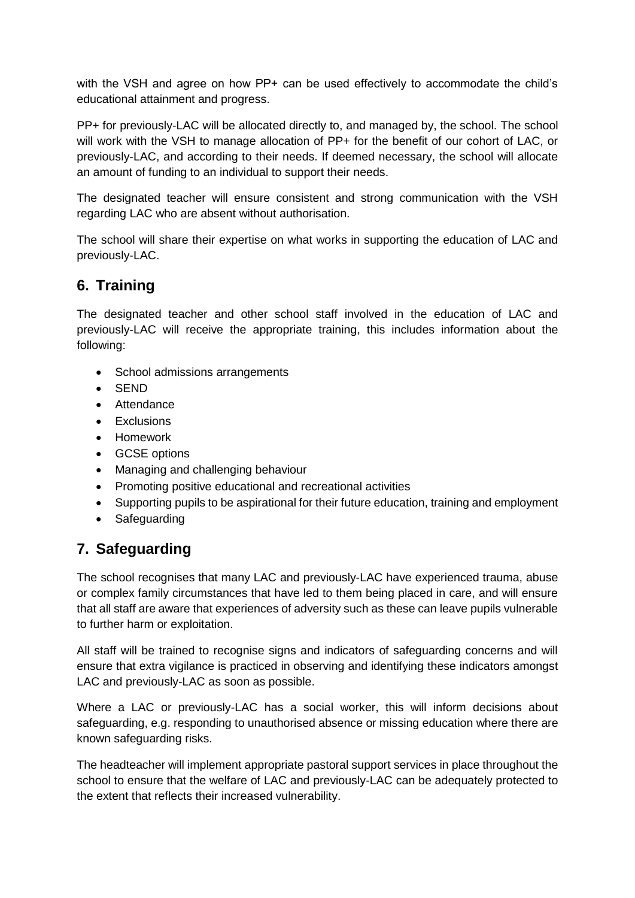with the VSH and agree on how PP+ can be used effectively to accommodate the child's educational attainment and progress.

PP+ for previously-LAC will be allocated directly to, and managed by, the school. The school will work with the VSH to manage allocation of PP+ for the benefit of our cohort of LAC, or previously-LAC, and according to their needs. If deemed necessary, the school will allocate an amount of funding to an individual to support their needs.

The designated teacher will ensure consistent and strong communication with the VSH regarding LAC who are absent without authorisation.

The school will share their expertise on what works in supporting the education of LAC and previously-LAC.

## 6. Training

The designated teacher and other school staff involved in the education of LAC and previously-LAC will receive the appropriate training, this includes information about the following:

- School admissions arrangements
- SEND
- Attendance
- Exclusions
- Homework
- GCSE options
- Managing and challenging behaviour
- Promoting positive educational and recreational activities
- Supporting pupils to be aspirational for their future education, training and employment
- Safeguarding

## 7. Safeguarding

The school recognises that many LAC and previously-LAC have experienced trauma, abuse or complex family circumstances that have led to them being placed in care, and will ensure that all staff are aware that experiences of adversity such as these can leave pupils vulnerable to further harm or exploitation.

All staff will be trained to recognise signs and indicators of safeguarding concerns and will ensure that extra vigilance is practiced in observing and identifying these indicators amongst LAC and previously-LAC as soon as possible.

Where a LAC or previously-LAC has a social worker, this will inform decisions about safeguarding, e.g. responding to unauthorised absence or missing education where there are known safeguarding risks.

The headteacher will implement appropriate pastoral support services in place throughout the school to ensure that the welfare of LAC and previously-LAC can be adequately protected to the extent that reflects their increased vulnerability.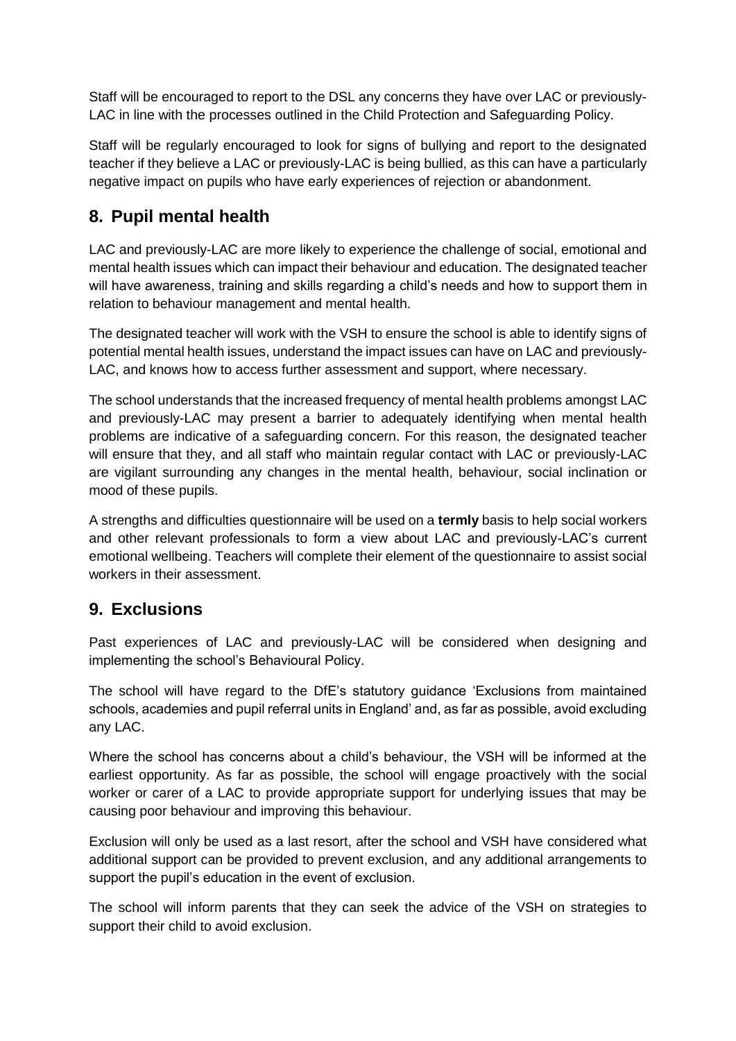Staff will be encouraged to report to the DSL any concerns they have over LAC or previously-LAC in line with the processes outlined in the Child Protection and Safeguarding Policy.

Staff will be regularly encouraged to look for signs of bullying and report to the designated teacher if they believe a LAC or previously-LAC is being bullied, as this can have a particularly negative impact on pupils who have early experiences of rejection or abandonment.

## 8. Pupil mental health

LAC and previously-LAC are more likely to experience the challenge of social, emotional and mental health issues which can impact their behaviour and education. The designated teacher will have awareness, training and skills regarding a child's needs and how to support them in relation to behaviour management and mental health.

The designated teacher will work with the VSH to ensure the school is able to identify signs of potential mental health issues, understand the impact issues can have on LAC and previously-LAC, and knows how to access further assessment and support, where necessary.

The school understands that the increased frequency of mental health problems amongst LAC and previously-LAC may present a barrier to adequately identifying when mental health problems are indicative of a safeguarding concern. For this reason, the designated teacher will ensure that they, and all staff who maintain regular contact with LAC or previously-LAC are vigilant surrounding any changes in the mental health, behaviour, social inclination or mood of these pupils.

A strengths and difficulties questionnaire will be used on a **termly** basis to help social workers and other relevant professionals to form a view about LAC and previously-LAC's current emotional wellbeing. Teachers will complete their element of the questionnaire to assist social workers in their assessment.

## 9. Exclusions

Past experiences of LAC and previously-LAC will be considered when designing and implementing the school's Behavioural Policy.

The school will have regard to the DfE's statutory guidance 'Exclusions from maintained schools, academies and pupil referral units in England' and, as far as possible, avoid excluding any LAC.

Where the school has concerns about a child's behaviour, the VSH will be informed at the earliest opportunity. As far as possible, the school will engage proactively with the social worker or carer of a LAC to provide appropriate support for underlying issues that may be causing poor behaviour and improving this behaviour.

Exclusion will only be used as a last resort, after the school and VSH have considered what additional support can be provided to prevent exclusion, and any additional arrangements to support the pupil's education in the event of exclusion.

The school will inform parents that they can seek the advice of the VSH on strategies to support their child to avoid exclusion.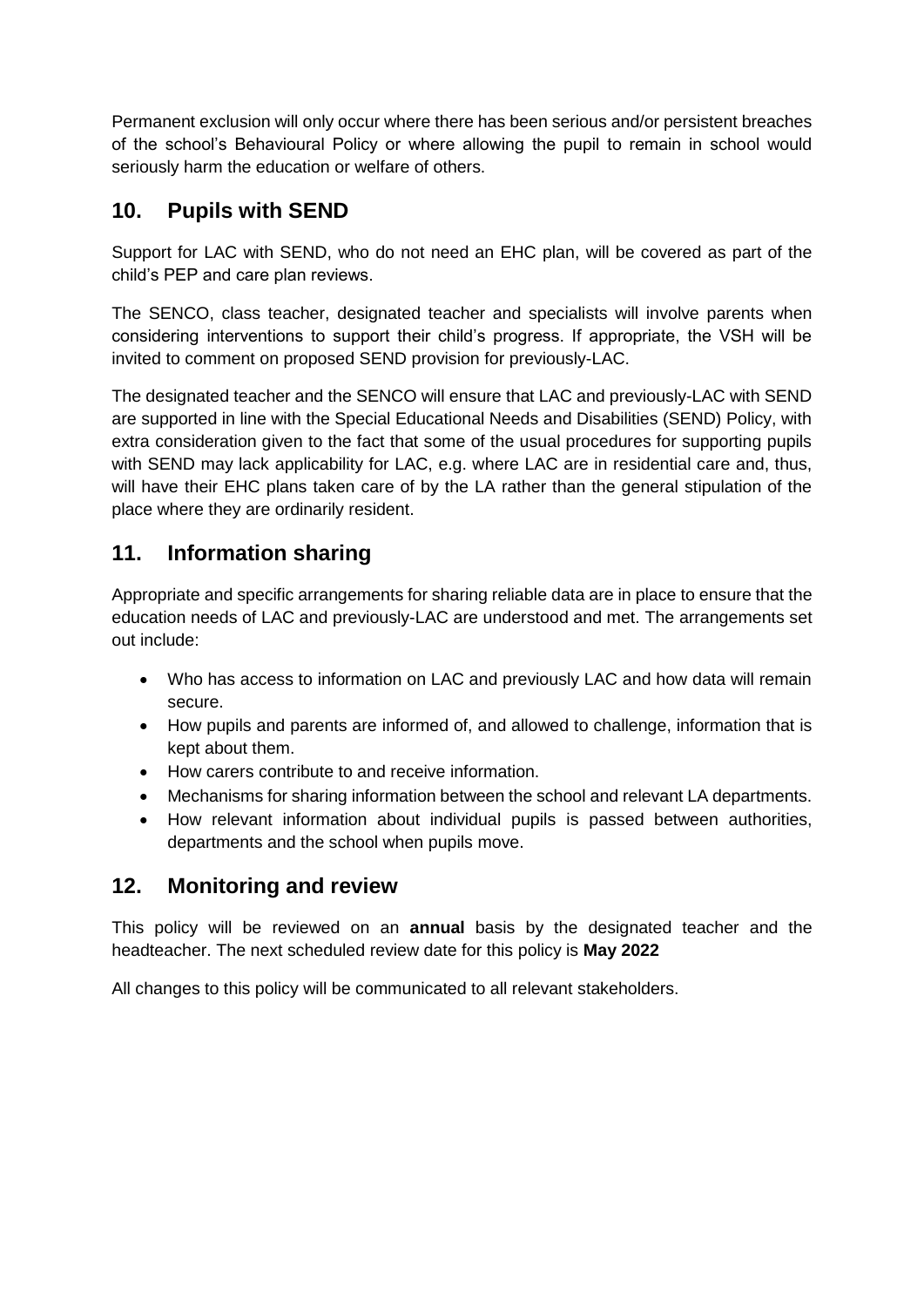Permanent exclusion will only occur where there has been serious and/or persistent breaches of the school's Behavioural Policy or where allowing the pupil to remain in school would seriously harm the education or welfare of others.

## 10. Pupils with SEND

Support for LAC with SEND, who do not need an EHC plan, will be covered as part of the child's PEP and care plan reviews.

The SENCO, class teacher, designated teacher and specialists will involve parents when considering interventions to support their child's progress. If appropriate, the VSH will be invited to comment on proposed SEND provision for previously-LAC.

The designated teacher and the SENCO will ensure that LAC and previously-LAC with SEND are supported in line with the Special Educational Needs and Disabilities (SEND) Policy, with extra consideration given to the fact that some of the usual procedures for supporting pupils with SEND may lack applicability for LAC, e.g. where LAC are in residential care and, thus, will have their EHC plans taken care of by the LA rather than the general stipulation of the place where they are ordinarily resident.

## 11. Information sharing

Appropriate and specific arrangements for sharing reliable data are in place to ensure that the education needs of LAC and previously-LAC are understood and met. The arrangements set out include:

- Who has access to information on LAC and previously LAC and how data will remain secure.
- How pupils and parents are informed of, and allowed to challenge, information that is kept about them.
- How carers contribute to and receive information.
- Mechanisms for sharing information between the school and relevant LA departments.
- How relevant information about individual pupils is passed between authorities, departments and the school when pupils move.

## 12. Monitoring and review

This policy will be reviewed on an **annual** basis by the designated teacher and the headteacher. The next scheduled review date for this policy is **May 2022**

All changes to this policy will be communicated to all relevant stakeholders.